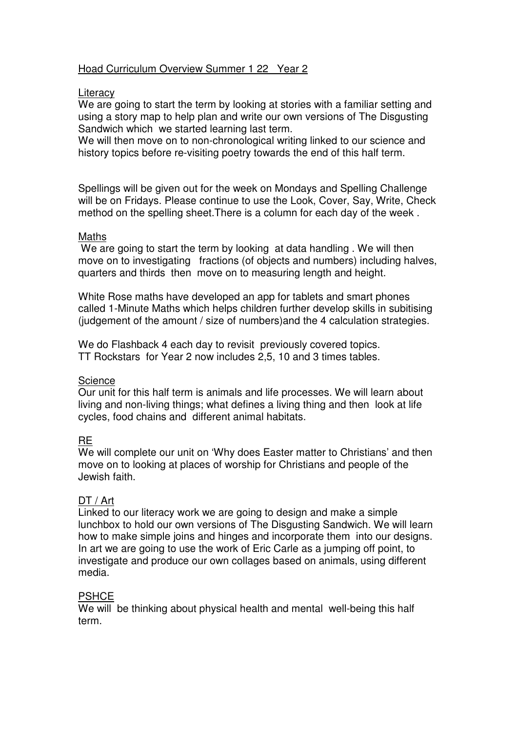# Hoad Curriculum Overview Summer 1 22   Year 2

## Literacy

We are going to start the term by looking at stories with a familiar setting and using a story map to help plan and write our own versions of The Disgusting Sandwich which we started learning last term.

We will then move on to non-chronological writing linked to our science and history topics before re-visiting poetry towards the end of this half term.

Spellings will be given out for the week on Mondays and Spelling Challenge will be on Fridays. Please continue to use the Look, Cover, Say, Write, Check method on the spelling sheet.There is a column for each day of the week .

## Maths

We are going to start the term by looking at data handling . We will then move on to investigating fractions (of objects and numbers) including halves, quarters and thirds then move on to measuring length and height.

White Rose maths have developed an app for tablets and smart phones called 1-Minute Maths which helps children further develop skills in subitising (judgement of the amount / size of numbers)and the 4 calculation strategies.

We do Flashback 4 each day to revisit previously covered topics.
TT Rockstars for Year 2 now includes 2,5, 10 and 3 times tables.

## Science

Our unit for this half term is animals and life processes. We will learn about living and non-living things; what defines a living thing and then look at life cycles, food chains and different animal habitats.

## RE

We will complete our unit on 'Why does Easter matter to Christians' and then move on to looking at places of worship for Christians and people of the Jewish faith.

## DT / Art

Linked to our literacy work we are going to design and make a simple lunchbox to hold our own versions of The Disgusting Sandwich. We will learn how to make simple joins and hinges and incorporate them into our designs. In art we are going to use the work of Eric Carle as a jumping off point, to investigate and produce our own collages based on animals, using different media.

## PSHCE

We will be thinking about physical health and mental well-being this half term.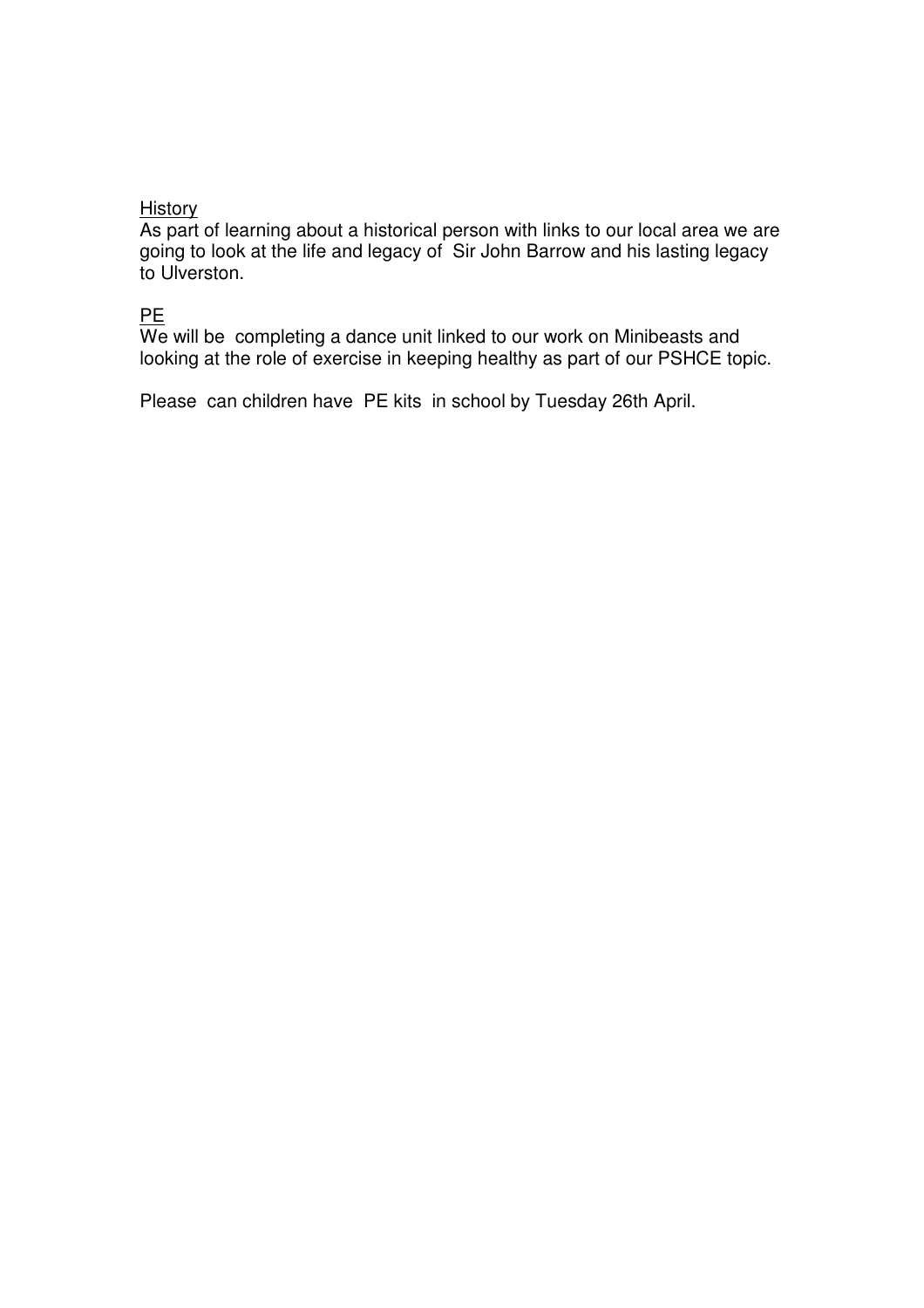<u>History</u>

As part of learning about a historical person with links to our local area we are going to look at the life and legacy of Sir John Barrow and his lasting legacy to Ulverston.

<u>PE</u>

We will be completing a dance unit linked to our work on Minibeasts and looking at the role of exercise in keeping healthy as part of our PSHCE topic.

Please can children have PE kits in school by Tuesday 26th April.